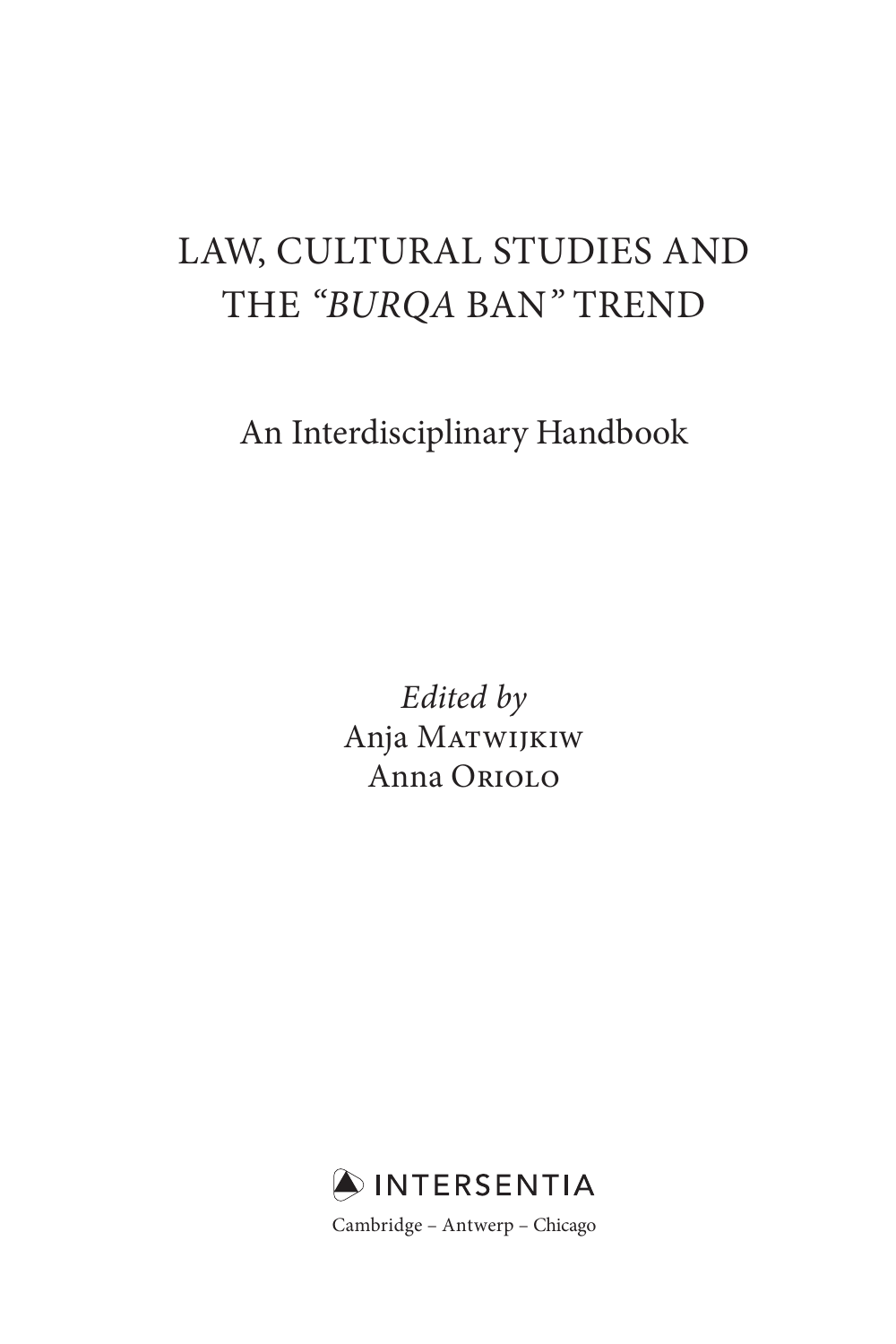# LAW, CULTURAL STUDIES AND THE "*BURQA* BAN" TREND

## An Interdisciplinary Handbook

*Edited by*
Anja Matwijkiw
Anna Oriolo

INTERSENTIA

Cambridge – Antwerp – Chicago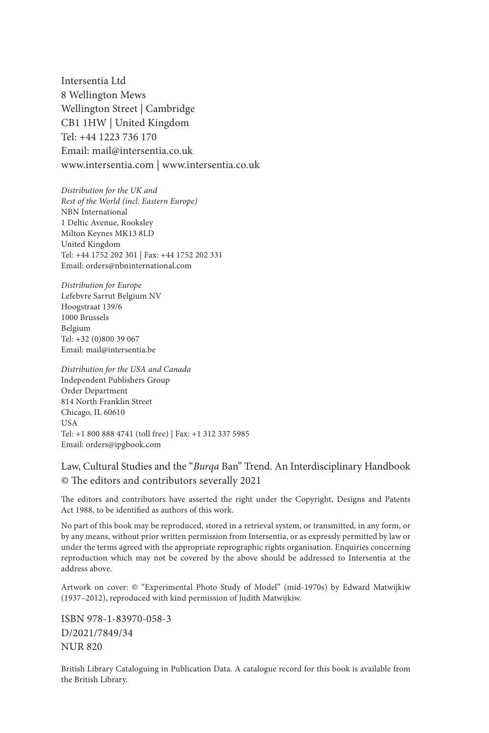Intersentia Ltd
8 Wellington Mews
Wellington Street | Cambridge
CB1 1HW | United Kingdom
Tel: +44 1223 736 170
Email: mail@intersentia.co.uk
www.intersentia.com | www.intersentia.co.uk

*Distribution for the UK and*
*Rest of the World (incl. Eastern Europe)*
NBN International
1 Deltic Avenue, Rooksley
Milton Keynes MK13 8LD
United Kingdom
Tel: +44 1752 202 301 | Fax: +44 1752 202 331
Email: orders@nbninternational.com

*Distribution for Europe*
Lefebvre Sarrut Belgium NV
Hoogstraat 139/6
1000 Brussels
Belgium
Tel: +32 (0)800 39 067
Email: mail@intersentia.be

*Distribution for the USA and Canada*
Independent Publishers Group
Order Department
814 North Franklin Street
Chicago, IL 60610
USA
Tel: +1 800 888 4741 (toll free) | Fax: +1 312 337 5985
Email: orders@ipgbook.com

Law, Cultural Studies and the "*Burqa* Ban" Trend. An Interdisciplinary Handbook
© The editors and contributors severally 2021

The editors and contributors have asserted the right under the Copyright, Designs and Patents Act 1988, to be identified as authors of this work.

No part of this book may be reproduced, stored in a retrieval system, or transmitted, in any form, or by any means, without prior written permission from Intersentia, or as expressly permitted by law or under the terms agreed with the appropriate reprographic rights organisation. Enquiries concerning reproduction which may not be covered by the above should be addressed to Intersentia at the address above.

Artwork on cover: © "Experimental Photo Study of Model" (mid-1970s) by Edward Matwijkiw (1937–2012), reproduced with kind permission of Judith Matwijkiw.

ISBN 978-1-83970-058-3
D/2021/7849/34
NUR 820

British Library Cataloguing in Publication Data. A catalogue record for this book is available from the British Library.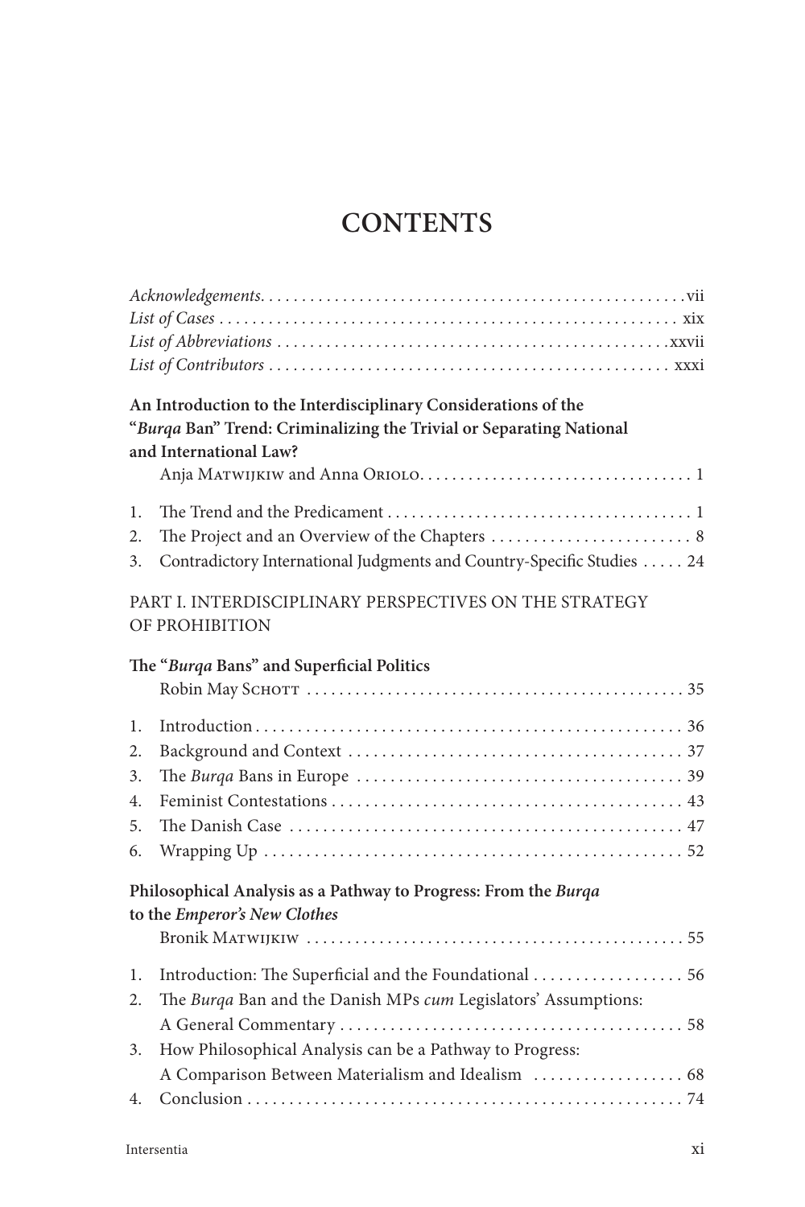# CONTENTS

*Acknowledgements* . . . . . . . . . . . . . . . . . . . . . . . . . . . . . . . . . . . . . . . . . . . . . . . . . . vii
*List of Cases* . . . . . . . . . . . . . . . . . . . . . . . . . . . . . . . . . . . . . . . . . . . . . . . . . . . . . . xix
*List of Abbreviations* . . . . . . . . . . . . . . . . . . . . . . . . . . . . . . . . . . . . . . . . . . . . . . xxvii
*List of Contributors* . . . . . . . . . . . . . . . . . . . . . . . . . . . . . . . . . . . . . . . . . . . . . . . . xxxi

**An Introduction to the Interdisciplinary Considerations of the "*Burqa* Ban" Trend: Criminalizing the Trivial or Separating National and International Law?**
Anja Matwijkiw and Anna Oriolo . . . . . . . . . . . . . . . . . . . . . . . . . . . . . . . . . 1

1. The Trend and the Predicament . . . . . . . . . . . . . . . . . . . . . . . . . . . . . . . . . . . . . 1
2. The Project and an Overview of the Chapters . . . . . . . . . . . . . . . . . . . . . . . . 8
3. Contradictory International Judgments and Country-Specific Studies . . . . . 24

PART I. INTERDISCIPLINARY PERSPECTIVES ON THE STRATEGY OF PROHIBITION

**The "*Burqa* Bans" and Superficial Politics**
Robin May Schott . . . . . . . . . . . . . . . . . . . . . . . . . . . . . . . . . . . . . . . . . . . . . 35

1. Introduction . . . . . . . . . . . . . . . . . . . . . . . . . . . . . . . . . . . . . . . . . . . . . . . . . . 36
2. Background and Context . . . . . . . . . . . . . . . . . . . . . . . . . . . . . . . . . . . . . . . . 37
3. The *Burqa* Bans in Europe . . . . . . . . . . . . . . . . . . . . . . . . . . . . . . . . . . . . . . 39
4. Feminist Contestations . . . . . . . . . . . . . . . . . . . . . . . . . . . . . . . . . . . . . . . . . . 43
5. The Danish Case . . . . . . . . . . . . . . . . . . . . . . . . . . . . . . . . . . . . . . . . . . . . . . 47
6. Wrapping Up . . . . . . . . . . . . . . . . . . . . . . . . . . . . . . . . . . . . . . . . . . . . . . . . . 52

**Philosophical Analysis as a Pathway to Progress: From the *Burqa* to the *Emperor's New Clothes***
Bronik Matwijkiw . . . . . . . . . . . . . . . . . . . . . . . . . . . . . . . . . . . . . . . . . . . . . . 55

1. Introduction: The Superficial and the Foundational . . . . . . . . . . . . . . . . . . 56
2. The *Burqa* Ban and the Danish MPs *cum* Legislators' Assumptions: A General Commentary . . . . . . . . . . . . . . . . . . . . . . . . . . . . . . . . . . . . . . . . . 58
3. How Philosophical Analysis can be a Pathway to Progress: A Comparison Between Materialism and Idealism . . . . . . . . . . . . . . . . . . 68
4. Conclusion . . . . . . . . . . . . . . . . . . . . . . . . . . . . . . . . . . . . . . . . . . . . . . . . . . . 74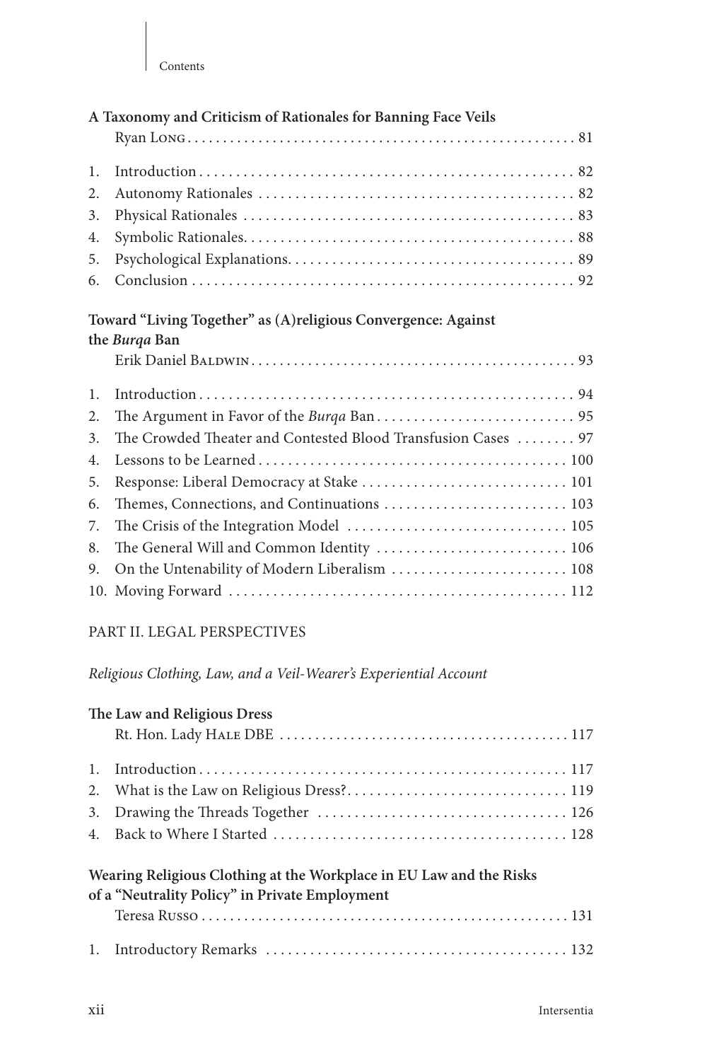**A Taxonomy and Criticism of Rationales for Banning Face Veils**
Ryan Long . . . . . . . . . . . . . . . . . . . . . . . . . . . . . . . . . . . . . . . . . . . . . . . . . . . . . . . 81

1. Introduction . . . . . . . . . . . . . . . . . . . . . . . . . . . . . . . . . . . . . . . . . . . . . . . . . . . . 82
2. Autonomy Rationales . . . . . . . . . . . . . . . . . . . . . . . . . . . . . . . . . . . . . . . . . . . . 82
3. Physical Rationales . . . . . . . . . . . . . . . . . . . . . . . . . . . . . . . . . . . . . . . . . . . . . 83
4. Symbolic Rationales. . . . . . . . . . . . . . . . . . . . . . . . . . . . . . . . . . . . . . . . . . . . . 88
5. Psychological Explanations. . . . . . . . . . . . . . . . . . . . . . . . . . . . . . . . . . . . . . . 89
6. Conclusion . . . . . . . . . . . . . . . . . . . . . . . . . . . . . . . . . . . . . . . . . . . . . . . . . . . . 92

**Toward "Living Together" as (A)religious Convergence: Against the *Burqa* Ban**
Erik Daniel Baldwin . . . . . . . . . . . . . . . . . . . . . . . . . . . . . . . . . . . . . . . . . . . . . . . 93

1. Introduction . . . . . . . . . . . . . . . . . . . . . . . . . . . . . . . . . . . . . . . . . . . . . . . . . . . . 94
2. The Argument in Favor of the *Burqa* Ban . . . . . . . . . . . . . . . . . . . . . . . . . . . 95
3. The Crowded Theater and Contested Blood Transfusion Cases . . . . . . . . 97
4. Lessons to be Learned . . . . . . . . . . . . . . . . . . . . . . . . . . . . . . . . . . . . . . . . . . 100
5. Response: Liberal Democracy at Stake . . . . . . . . . . . . . . . . . . . . . . . . . . . . 101
6. Themes, Connections, and Continuations . . . . . . . . . . . . . . . . . . . . . . . . . 103
7. The Crisis of the Integration Model . . . . . . . . . . . . . . . . . . . . . . . . . . . . . . 105
8. The General Will and Common Identity . . . . . . . . . . . . . . . . . . . . . . . . . . 106
9. On the Untenability of Modern Liberalism . . . . . . . . . . . . . . . . . . . . . . . . 108
10. Moving Forward . . . . . . . . . . . . . . . . . . . . . . . . . . . . . . . . . . . . . . . . . . . . . . 112

PART II. LEGAL PERSPECTIVES

*Religious Clothing, Law, and a Veil-Wearer's Experiential Account*

**The Law and Religious Dress**
Rt. Hon. Lady Hale DBE . . . . . . . . . . . . . . . . . . . . . . . . . . . . . . . . . . . . . . . . . 117

1. Introduction . . . . . . . . . . . . . . . . . . . . . . . . . . . . . . . . . . . . . . . . . . . . . . . . . . . 117
2. What is the Law on Religious Dress?. . . . . . . . . . . . . . . . . . . . . . . . . . . . . . 119
3. Drawing the Threads Together . . . . . . . . . . . . . . . . . . . . . . . . . . . . . . . . . . 126
4. Back to Where I Started . . . . . . . . . . . . . . . . . . . . . . . . . . . . . . . . . . . . . . . . 128

**Wearing Religious Clothing at the Workplace in EU Law and the Risks of a "Neutrality Policy" in Private Employment**
Teresa Russo . . . . . . . . . . . . . . . . . . . . . . . . . . . . . . . . . . . . . . . . . . . . . . . . . . . 131

1. Introductory Remarks . . . . . . . . . . . . . . . . . . . . . . . . . . . . . . . . . . . . . . . . . . 132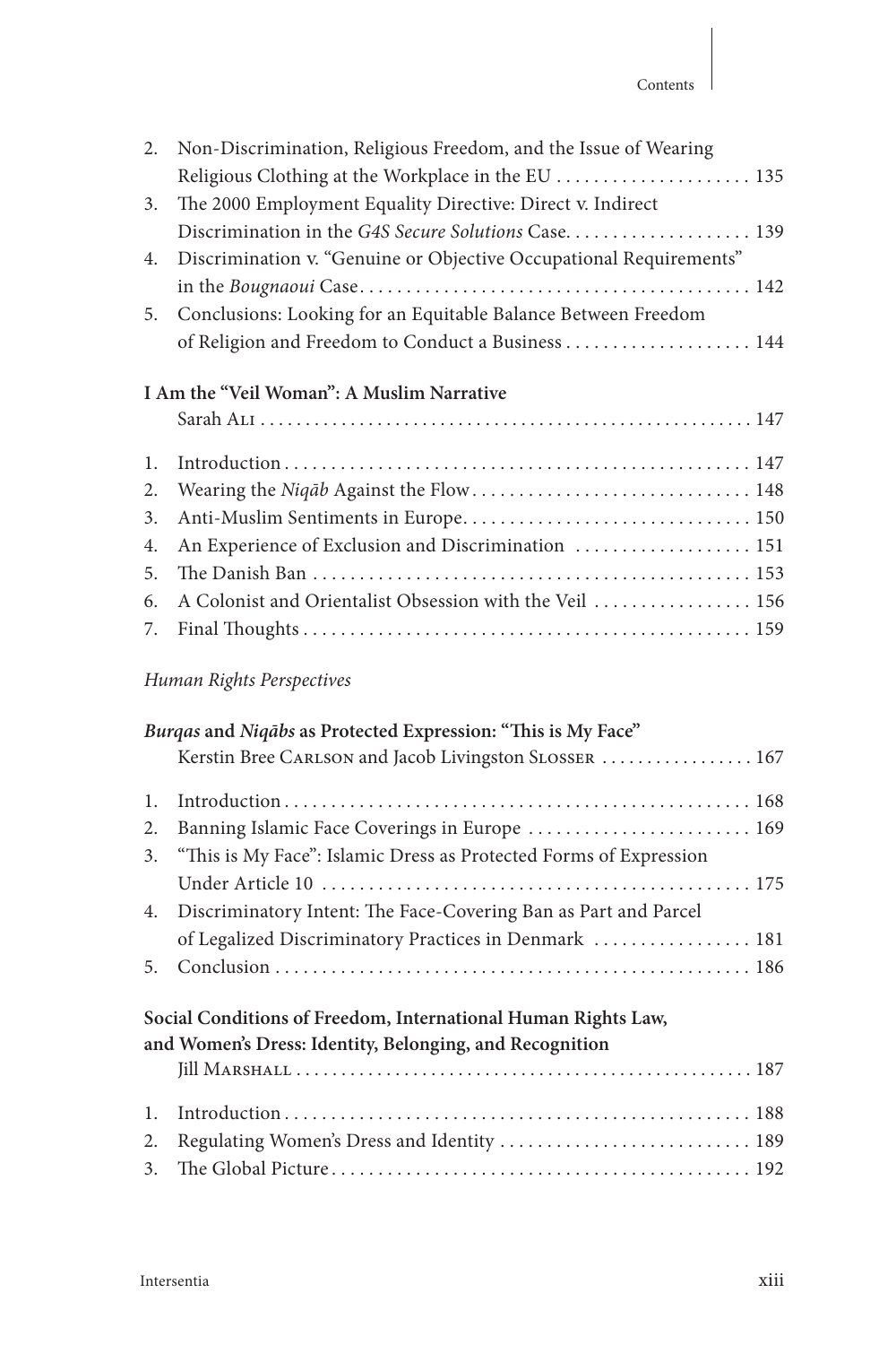2. Non-Discrimination, Religious Freedom, and the Issue of Wearing Religious Clothing at the Workplace in the EU . . . . . . . . . . . . . . . . . . . . . 135
3. The 2000 Employment Equality Directive: Direct v. Indirect Discrimination in the *G4S Secure Solutions* Case. . . . . . . . . . . . . . . . . . . . 139
4. Discrimination v. "Genuine or Objective Occupational Requirements" in the *Bougnaoui* Case . . . . . . . . . . . . . . . . . . . . . . . . . . . . . . . . . . . . . . . . . . 142
5. Conclusions: Looking for an Equitable Balance Between Freedom of Religion and Freedom to Conduct a Business . . . . . . . . . . . . . . . . . . . . 144

**I Am the "Veil Woman": A Muslim Narrative**
Sarah Ali . . . . . . . . . . . . . . . . . . . . . . . . . . . . . . . . . . . . . . . . . . . . . . . . . . . . . . 147

1. Introduction . . . . . . . . . . . . . . . . . . . . . . . . . . . . . . . . . . . . . . . . . . . . . . . . . . 147
2. Wearing the *Niqāb* Against the Flow . . . . . . . . . . . . . . . . . . . . . . . . . . . . . . 148
3. Anti-Muslim Sentiments in Europe. . . . . . . . . . . . . . . . . . . . . . . . . . . . . . . 150
4. An Experience of Exclusion and Discrimination . . . . . . . . . . . . . . . . . . . 151
5. The Danish Ban . . . . . . . . . . . . . . . . . . . . . . . . . . . . . . . . . . . . . . . . . . . . . . . 153
6. A Colonist and Orientalist Obsession with the Veil . . . . . . . . . . . . . . . . . 156
7. Final Thoughts . . . . . . . . . . . . . . . . . . . . . . . . . . . . . . . . . . . . . . . . . . . . . . . . 159

*Human Rights Perspectives*

***Burqas* and *Niqābs* as Protected Expression: "This is My Face"**
Kerstin Bree Carlson and Jacob Livingston Slosser . . . . . . . . . . . . . . . . . 167

1. Introduction . . . . . . . . . . . . . . . . . . . . . . . . . . . . . . . . . . . . . . . . . . . . . . . . . . 168
2. Banning Islamic Face Coverings in Europe . . . . . . . . . . . . . . . . . . . . . . . . 169
3. "This is My Face": Islamic Dress as Protected Forms of Expression Under Article 10 . . . . . . . . . . . . . . . . . . . . . . . . . . . . . . . . . . . . . . . . . . . . . 175
4. Discriminatory Intent: The Face-Covering Ban as Part and Parcel of Legalized Discriminatory Practices in Denmark . . . . . . . . . . . . . . . . . 181
5. Conclusion . . . . . . . . . . . . . . . . . . . . . . . . . . . . . . . . . . . . . . . . . . . . . . . . . . . 186

**Social Conditions of Freedom, International Human Rights Law, and Women's Dress: Identity, Belonging, and Recognition**
Jill Marshall . . . . . . . . . . . . . . . . . . . . . . . . . . . . . . . . . . . . . . . . . . . . . . . . . . . 187

1. Introduction . . . . . . . . . . . . . . . . . . . . . . . . . . . . . . . . . . . . . . . . . . . . . . . . . . 188
2. Regulating Women's Dress and Identity . . . . . . . . . . . . . . . . . . . . . . . . . . . 189
3. The Global Picture . . . . . . . . . . . . . . . . . . . . . . . . . . . . . . . . . . . . . . . . . . . . . 192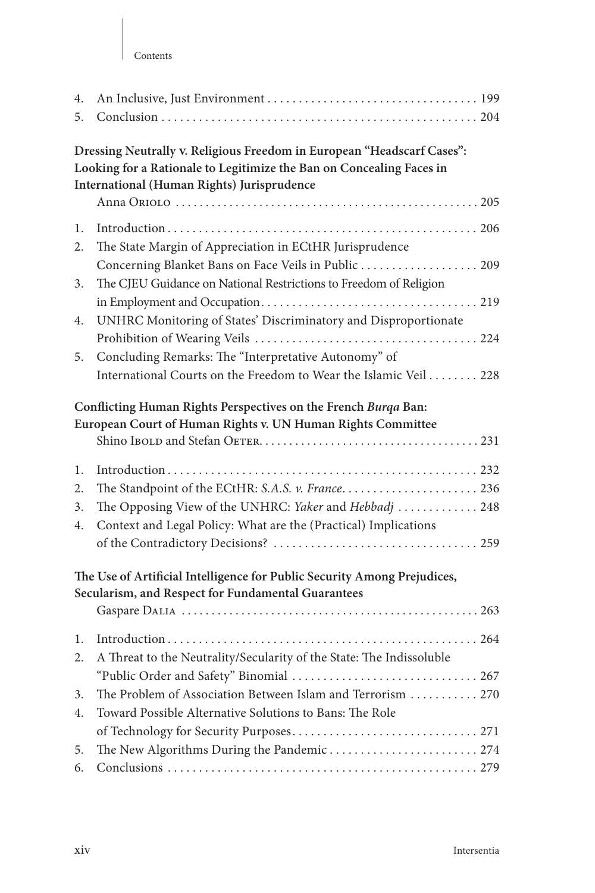4. An Inclusive, Just Environment . . . . . . . . . . . . . . . . . . . . . . . . . . . . . . . . . . 199
5. Conclusion . . . . . . . . . . . . . . . . . . . . . . . . . . . . . . . . . . . . . . . . . . . . . . . . . . 204

**Dressing Neutrally v. Religious Freedom in European "Headscarf Cases": Looking for a Rationale to Legitimize the Ban on Concealing Faces in International (Human Rights) Jurisprudence**
Anna Oriolo . . . . . . . . . . . . . . . . . . . . . . . . . . . . . . . . . . . . . . . . . . . . . . . . . . 205

1. Introduction . . . . . . . . . . . . . . . . . . . . . . . . . . . . . . . . . . . . . . . . . . . . . . . . . 206
2. The State Margin of Appreciation in ECtHR Jurisprudence Concerning Blanket Bans on Face Veils in Public . . . . . . . . . . . . . . . . . . . 209
3. The CJEU Guidance on National Restrictions to Freedom of Religion in Employment and Occupation . . . . . . . . . . . . . . . . . . . . . . . . . . . . . . . . . . . 219
4. UNHRC Monitoring of States' Discriminatory and Disproportionate Prohibition of Wearing Veils . . . . . . . . . . . . . . . . . . . . . . . . . . . . . . . . . . . . 224
5. Concluding Remarks: The "Interpretative Autonomy" of International Courts on the Freedom to Wear the Islamic Veil . . . . . . . . 228

**Conflicting Human Rights Perspectives on the French *Burqa* Ban: European Court of Human Rights v. UN Human Rights Committee**
Shino Ibold and Stefan Oeter . . . . . . . . . . . . . . . . . . . . . . . . . . . . . . . . . . . . 231

1. Introduction . . . . . . . . . . . . . . . . . . . . . . . . . . . . . . . . . . . . . . . . . . . . . . . . . 232
2. The Standpoint of the ECtHR: *S.A.S. v. France* . . . . . . . . . . . . . . . . . . . . . . 236
3. The Opposing View of the UNHRC: *Yaker* and *Hebbadj* . . . . . . . . . . . . . 248
4. Context and Legal Policy: What are the (Practical) Implications of the Contradictory Decisions? . . . . . . . . . . . . . . . . . . . . . . . . . . . . . . . . . 259

**The Use of Artificial Intelligence for Public Security Among Prejudices, Secularism, and Respect for Fundamental Guarantees**
Gaspare Dalia . . . . . . . . . . . . . . . . . . . . . . . . . . . . . . . . . . . . . . . . . . . . . . . . . 263

1. Introduction . . . . . . . . . . . . . . . . . . . . . . . . . . . . . . . . . . . . . . . . . . . . . . . . . 264
2. A Threat to the Neutrality/Secularity of the State: The Indissoluble "Public Order and Safety" Binomial . . . . . . . . . . . . . . . . . . . . . . . . . . . . . . 267
3. The Problem of Association Between Islam and Terrorism . . . . . . . . . . . 270
4. Toward Possible Alternative Solutions to Bans: The Role of Technology for Security Purposes . . . . . . . . . . . . . . . . . . . . . . . . . . . . . . 271
5. The New Algorithms During the Pandemic . . . . . . . . . . . . . . . . . . . . . . . . 274
6. Conclusions . . . . . . . . . . . . . . . . . . . . . . . . . . . . . . . . . . . . . . . . . . . . . . . . . 279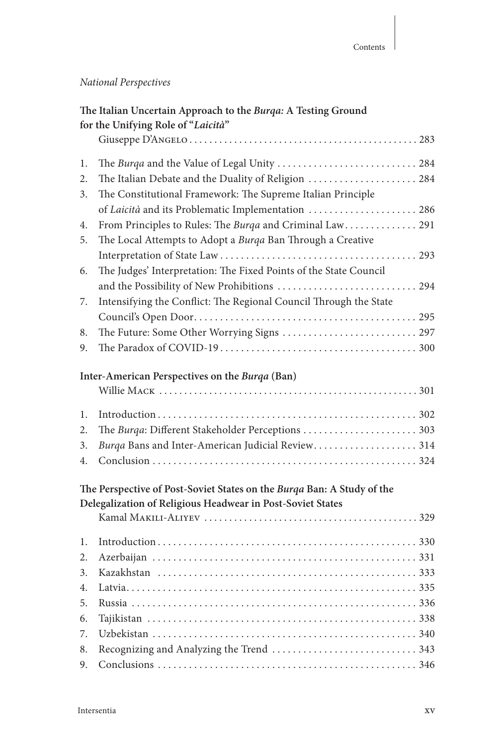*National Perspectives*

**The Italian Uncertain Approach to the *Burqa:* A Testing Ground for the Unifying Role of "*Laicità*"**
Giuseppe D'Angelo . . . . . . . . . . . . . . . . . . . . . . . . . . . . . . . . . . . . . . . . . . . . . 283

1. The *Burqa* and the Value of Legal Unity . . . . . . . . . . . . . . . . . . . . . . . . . . . 284
2. The Italian Debate and the Duality of Religion . . . . . . . . . . . . . . . . . . . . . 284
3. The Constitutional Framework: The Supreme Italian Principle of *Laicità* and its Problematic Implementation . . . . . . . . . . . . . . . . . . . . . 286
4. From Principles to Rules: The *Burqa* and Criminal Law. . . . . . . . . . . . . . 291
5. The Local Attempts to Adopt a *Burqa* Ban Through a Creative Interpretation of State Law . . . . . . . . . . . . . . . . . . . . . . . . . . . . . . . . . . . . . . 293
6. The Judges' Interpretation: The Fixed Points of the State Council and the Possibility of New Prohibitions . . . . . . . . . . . . . . . . . . . . . . . . . . . 294
7. Intensifying the Conflict: The Regional Council Through the State Council's Open Door. . . . . . . . . . . . . . . . . . . . . . . . . . . . . . . . . . . . . . . . . . . 295
8. The Future: Some Other Worrying Signs . . . . . . . . . . . . . . . . . . . . . . . . . . 297
9. The Paradox of COVID-19 . . . . . . . . . . . . . . . . . . . . . . . . . . . . . . . . . . . . . . 300

**Inter-American Perspectives on the *Burqa* (Ban)**
Willie Mack . . . . . . . . . . . . . . . . . . . . . . . . . . . . . . . . . . . . . . . . . . . . . . . . . . . 301

1. Introduction . . . . . . . . . . . . . . . . . . . . . . . . . . . . . . . . . . . . . . . . . . . . . . . . . . 302
2. The *Burqa*: Different Stakeholder Perceptions . . . . . . . . . . . . . . . . . . . . . . 303
3. *Burqa* Bans and Inter-American Judicial Review. . . . . . . . . . . . . . . . . . . . 314
4. Conclusion . . . . . . . . . . . . . . . . . . . . . . . . . . . . . . . . . . . . . . . . . . . . . . . . . . . 324

**The Perspective of Post-Soviet States on the *Burqa* Ban: A Study of the Delegalization of Religious Headwear in Post-Soviet States**
Kamal Makili-Aliyev . . . . . . . . . . . . . . . . . . . . . . . . . . . . . . . . . . . . . . . . . . 329

1. Introduction . . . . . . . . . . . . . . . . . . . . . . . . . . . . . . . . . . . . . . . . . . . . . . . . . . 330
2. Azerbaijan . . . . . . . . . . . . . . . . . . . . . . . . . . . . . . . . . . . . . . . . . . . . . . . . . . . 331
3. Kazakhstan . . . . . . . . . . . . . . . . . . . . . . . . . . . . . . . . . . . . . . . . . . . . . . . . . . 333
4. Latvia. . . . . . . . . . . . . . . . . . . . . . . . . . . . . . . . . . . . . . . . . . . . . . . . . . . . . . . . 335
5. Russia . . . . . . . . . . . . . . . . . . . . . . . . . . . . . . . . . . . . . . . . . . . . . . . . . . . . . . . 336
6. Tajikistan . . . . . . . . . . . . . . . . . . . . . . . . . . . . . . . . . . . . . . . . . . . . . . . . . . . . 338
7. Uzbekistan . . . . . . . . . . . . . . . . . . . . . . . . . . . . . . . . . . . . . . . . . . . . . . . . . . . 340
8. Recognizing and Analyzing the Trend . . . . . . . . . . . . . . . . . . . . . . . . . . . . 343
9. Conclusions . . . . . . . . . . . . . . . . . . . . . . . . . . . . . . . . . . . . . . . . . . . . . . . . . . 346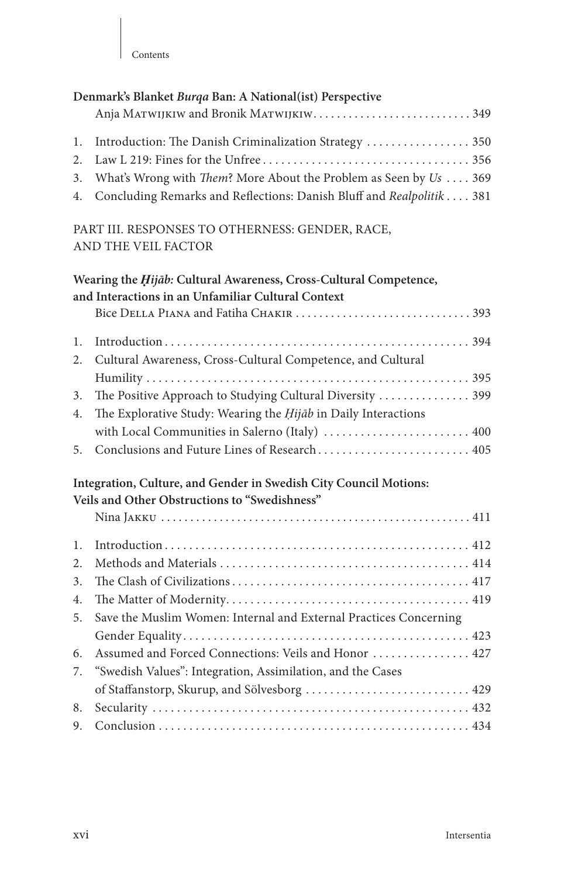**Denmark's Blanket *Burqa* Ban: A National(ist) Perspective**
Anja Matwijkiw and Bronik Matwijkiw . . . . . . . . . . . . . . . . . . . . . . . . . . . 349

1. Introduction: The Danish Criminalization Strategy . . . . . . . . . . . . . . . . . 350
2. Law L 219: Fines for the Unfree . . . . . . . . . . . . . . . . . . . . . . . . . . . . . . . . . . 356
3. What's Wrong with *Them*? More About the Problem as Seen by *Us* . . . . 369
4. Concluding Remarks and Reflections: Danish Bluff and *Realpolitik* . . . . 381

PART III. RESPONSES TO OTHERNESS: GENDER, RACE, AND THE VEIL FACTOR

**Wearing the *Ḥijāb:* Cultural Awareness, Cross-Cultural Competence, and Interactions in an Unfamiliar Cultural Context**
Bice Della Piana and Fatiha Chakir . . . . . . . . . . . . . . . . . . . . . . . . . . . . . . 393

1. Introduction . . . . . . . . . . . . . . . . . . . . . . . . . . . . . . . . . . . . . . . . . . . . . . . . . . . 394
2. Cultural Awareness, Cross-Cultural Competence, and Cultural Humility . . . . . . . . . . . . . . . . . . . . . . . . . . . . . . . . . . . . . . . . . . . . . . . . . . . . . 395
3. The Positive Approach to Studying Cultural Diversity . . . . . . . . . . . . . . . 399
4. The Explorative Study: Wearing the *Ḥijāb* in Daily Interactions with Local Communities in Salerno (Italy) . . . . . . . . . . . . . . . . . . . . . . . . 400
5. Conclusions and Future Lines of Research . . . . . . . . . . . . . . . . . . . . . . . . . 405

**Integration, Culture, and Gender in Swedish City Council Motions: Veils and Other Obstructions to "Swedishness"**
Nina Jakku . . . . . . . . . . . . . . . . . . . . . . . . . . . . . . . . . . . . . . . . . . . . . . . . . . . . 411

1. Introduction . . . . . . . . . . . . . . . . . . . . . . . . . . . . . . . . . . . . . . . . . . . . . . . . . . . 412
2. Methods and Materials . . . . . . . . . . . . . . . . . . . . . . . . . . . . . . . . . . . . . . . . . . 414
3. The Clash of Civilizations . . . . . . . . . . . . . . . . . . . . . . . . . . . . . . . . . . . . . . . . 417
4. The Matter of Modernity . . . . . . . . . . . . . . . . . . . . . . . . . . . . . . . . . . . . . . . . . 419
5. Save the Muslim Women: Internal and External Practices Concerning Gender Equality . . . . . . . . . . . . . . . . . . . . . . . . . . . . . . . . . . . . . . . . . . . . . . . 423
6. Assumed and Forced Connections: Veils and Honor . . . . . . . . . . . . . . . . 427
7. "Swedish Values": Integration, Assimilation, and the Cases of Staffanstorp, Skurup, and Sölvesborg . . . . . . . . . . . . . . . . . . . . . . . . . . . 429
8. Secularity . . . . . . . . . . . . . . . . . . . . . . . . . . . . . . . . . . . . . . . . . . . . . . . . . . . . . 432
9. Conclusion . . . . . . . . . . . . . . . . . . . . . . . . . . . . . . . . . . . . . . . . . . . . . . . . . . . . 434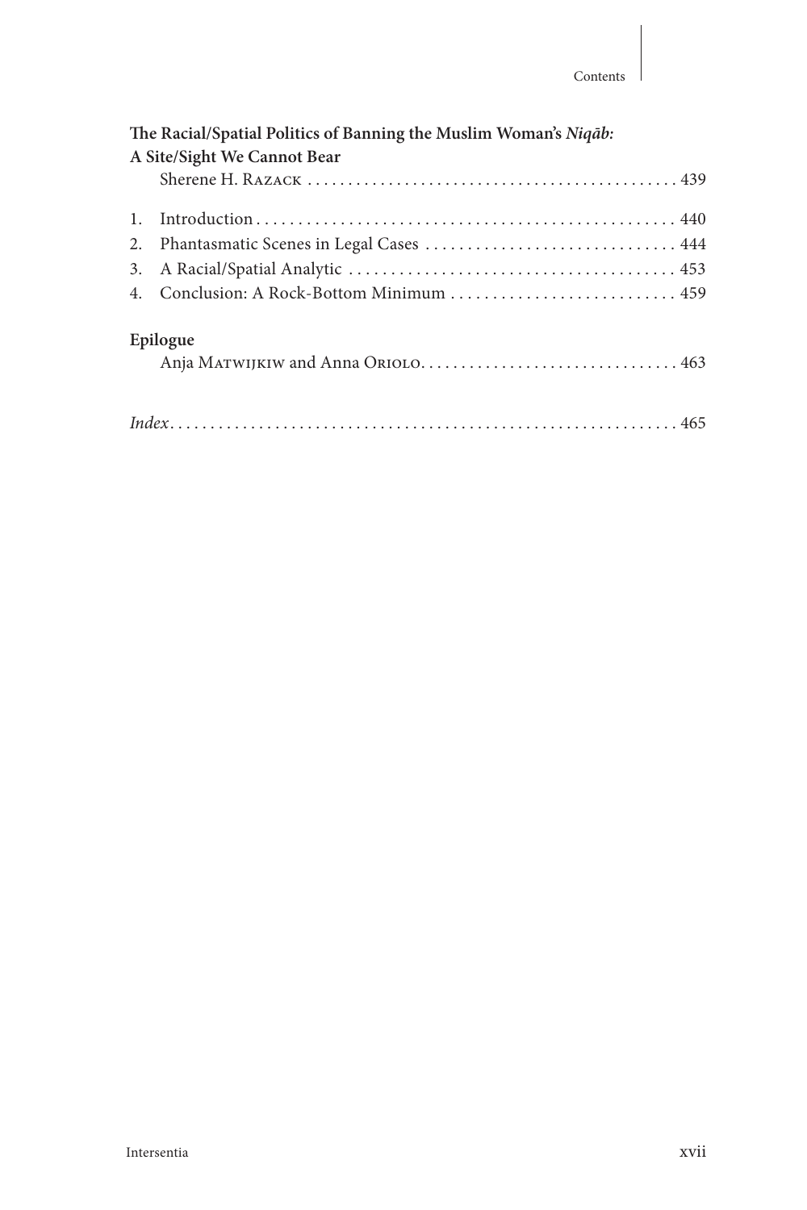**The Racial/Spatial Politics of Banning the Muslim Woman's *Niqāb:* A Site/Sight We Cannot Bear**

Sherene H. Razack . . . . . . . . . . . . . . . . . . . . . . . . . . . . . . . . . . . . . . . . . . . . . 439

1. Introduction . . . . . . . . . . . . . . . . . . . . . . . . . . . . . . . . . . . . . . . . . . . . . . . . . . 440
2. Phantasmatic Scenes in Legal Cases . . . . . . . . . . . . . . . . . . . . . . . . . . . . . . 444
3. A Racial/Spatial Analytic . . . . . . . . . . . . . . . . . . . . . . . . . . . . . . . . . . . . . . . 453
4. Conclusion: A Rock-Bottom Minimum . . . . . . . . . . . . . . . . . . . . . . . . . . . 459

**Epilogue**

Anja Matwijkiw and Anna Oriolo. . . . . . . . . . . . . . . . . . . . . . . . . . . . . . . . 463

*Index*. . . . . . . . . . . . . . . . . . . . . . . . . . . . . . . . . . . . . . . . . . . . . . . . . . . . . . . . . . . 465